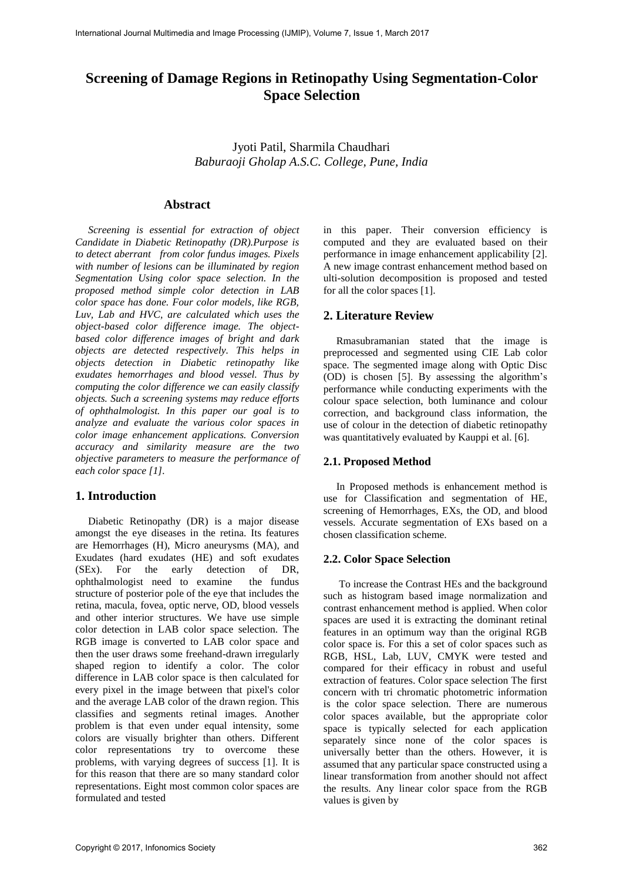# Screening of Damage Regions in Retinopathy Using Segmentation-Color Space Selection

Jyoti Patil, Sharmila Chaudhari
*Baburaoji Gholap A.S.C. College, Pune, India*

## Abstract

*Screening is essential for extraction of object Candidate in Diabetic Retinopathy (DR).Purpose is to detect aberrant from color fundus images. Pixels with number of lesions can be illuminated by region Segmentation Using color space selection. In the proposed method simple color detection in LAB color space has done. Four color models, like RGB, Luv, Lab and HVC, are calculated which uses the object-based color difference image. The object-based color difference images of bright and dark objects are detected respectively. This helps in objects detection in Diabetic retinopathy like exudates hemorrhages and blood vessel. Thus by computing the color difference we can easily classify objects. Such a screening systems may reduce efforts of ophthalmologist. In this paper our goal is to analyze and evaluate the various color spaces in color image enhancement applications. Conversion accuracy and similarity measure are the two objective parameters to measure the performance of each color space [1].*

## 1. Introduction

Diabetic Retinopathy (DR) is a major disease amongst the eye diseases in the retina. Its features are Hemorrhages (H), Micro aneurysms (MA), and Exudates (hard exudates (HE) and soft exudates (SEx). For the early detection of DR, ophthalmologist need to examine the fundus structure of posterior pole of the eye that includes the retina, macula, fovea, optic nerve, OD, blood vessels and other interior structures. We have use simple color detection in LAB color space selection. The RGB image is converted to LAB color space and then the user draws some freehand-drawn irregularly shaped region to identify a color. The color difference in LAB color space is then calculated for every pixel in the image between that pixel's color and the average LAB color of the drawn region. This classifies and segments retinal images. Another problem is that even under equal intensity, some colors are visually brighter than others. Different color representations try to overcome these problems, with varying degrees of success [1]. It is for this reason that there are so many standard color representations. Eight most common color spaces are formulated and tested in this paper. Their conversion efficiency is computed and they are evaluated based on their performance in image enhancement applicability [2]. A new image contrast enhancement method based on ulti-solution decomposition is proposed and tested for all the color spaces [1].

## 2. Literature Review

Rmasubramanian stated that the image is preprocessed and segmented using CIE Lab color space. The segmented image along with Optic Disc (OD) is chosen [5]. By assessing the algorithm's performance while conducting experiments with the colour space selection, both luminance and colour correction, and background class information, the use of colour in the detection of diabetic retinopathy was quantitatively evaluated by Kauppi et al. [6].

### 2.1. Proposed Method

In Proposed methods is enhancement method is use for Classification and segmentation of HE, screening of Hemorrhages, EXs, the OD, and blood vessels. Accurate segmentation of EXs based on a chosen classification scheme.

### 2.2. Color Space Selection

To increase the Contrast HEs and the background such as histogram based image normalization and contrast enhancement method is applied. When color spaces are used it is extracting the dominant retinal features in an optimum way than the original RGB color space is. For this a set of color spaces such as RGB, HSL, Lab, LUV, CMYK were tested and compared for their efficacy in robust and useful extraction of features. Color space selection The first concern with tri chromatic photometric information is the color space selection. There are numerous color spaces available, but the appropriate color space is typically selected for each application separately since none of the color spaces is universally better than the others. However, it is assumed that any particular space constructed using a linear transformation from another should not affect the results. Any linear color space from the RGB values is given by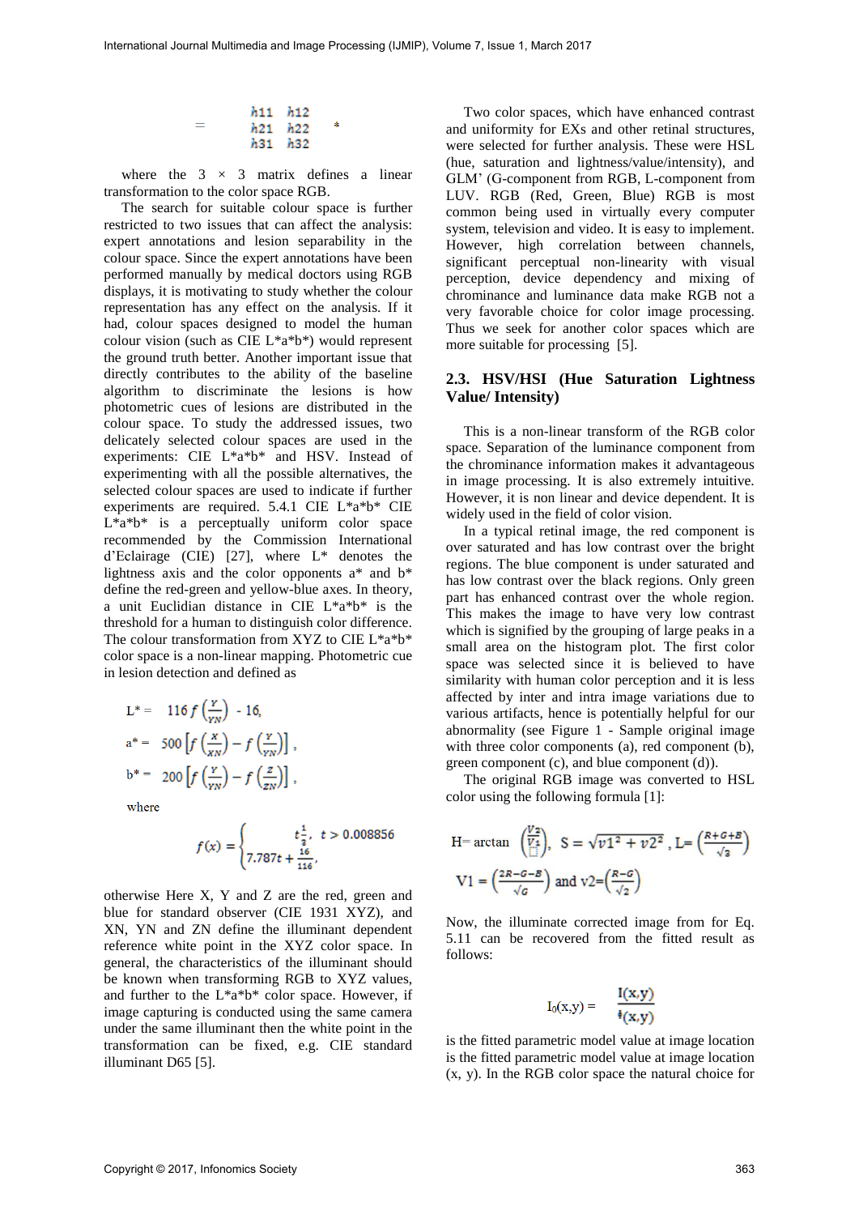$$= \begin{matrix} h11 & h12 \\ h21 & h22 \\ h31 & h32 \end{matrix} \quad *$$

where the $3 \times 3$ matrix defines a linear transformation to the color space RGB.

The search for suitable colour space is further restricted to two issues that can affect the analysis: expert annotations and lesion separability in the colour space. Since the expert annotations have been performed manually by medical doctors using RGB displays, it is motivating to study whether the colour representation has any effect on the analysis. If it had, colour spaces designed to model the human colour vision (such as CIE L*a*b*) would represent the ground truth better. Another important issue that directly contributes to the ability of the baseline algorithm to discriminate the lesions is how photometric cues of lesions are distributed in the colour space. To study the addressed issues, two delicately selected colour spaces are used in the experiments: CIE L*a*b* and HSV. Instead of experimenting with all the possible alternatives, the selected colour spaces are used to indicate if further experiments are required. 5.4.1 CIE L*a*b* CIE L*a*b* is a perceptually uniform color space recommended by the Commission International d'Eclairage (CIE) [27], where L* denotes the lightness axis and the color opponents a* and b* define the red-green and yellow-blue axes. In theory, a unit Euclidian distance in CIE L*a*b* is the threshold for a human to distinguish color difference. The colour transformation from XYZ to CIE L*a*b* color space is a non-linear mapping. Photometric cue in lesion detection and defined as

$$L^* = 116 f\left(\frac{Y}{YN}\right) - 16,$$

$$a^* = 500\left[f\left(\frac{X}{XN}\right) - f\left(\frac{Y}{YN}\right)\right],$$

$$b^* = 200\left[f\left(\frac{Y}{YN}\right) - f\left(\frac{Z}{ZN}\right)\right],$$

where

$$f(x) = \begin{cases} t^{\frac{1}{3}}, & t > 0.008856 \\ 7.787t + \frac{16}{116}, & \end{cases}$$

otherwise Here X, Y and Z are the red, green and blue for standard observer (CIE 1931 XYZ), and XN, YN and ZN define the illuminant dependent reference white point in the XYZ color space. In general, the characteristics of the illuminant should be known when transforming RGB to XYZ values, and further to the L*a*b* color space. However, if image capturing is conducted using the same camera under the same illuminant then the white point in the transformation can be fixed, e.g. CIE standard illuminant D65 [5].

Two color spaces, which have enhanced contrast and uniformity for EXs and other retinal structures, were selected for further analysis. These were HSL (hue, saturation and lightness/value/intensity), and GLM' (G-component from RGB, L-component from LUV. RGB (Red, Green, Blue) RGB is most common being used in virtually every computer system, television and video. It is easy to implement. However, high correlation between channels, significant perceptual non-linearity with visual perception, device dependency and mixing of chrominance and luminance data make RGB not a very favorable choice for color image processing. Thus we seek for another color spaces which are more suitable for processing [5].

## 2.3. HSV/HSI (Hue Saturation Lightness Value/ Intensity)

This is a non-linear transform of the RGB color space. Separation of the luminance component from the chrominance information makes it advantageous in image processing. It is also extremely intuitive. However, it is non linear and device dependent. It is widely used in the field of color vision.

In a typical retinal image, the red component is over saturated and has low contrast over the bright regions. The blue component is under saturated and has low contrast over the black regions. Only green part has enhanced contrast over the whole region. This makes the image to have very low contrast which is signified by the grouping of large peaks in a small area on the histogram plot. The first color space was selected since it is believed to have similarity with human color perception and it is less affected by inter and intra image variations due to various artifacts, hence is potentially helpful for our abnormality (see Figure 1 - Sample original image with three color components (a), red component (b), green component (c), and blue component (d)).

The original RGB image was converted to HSL color using the following formula [1]:

$$H = \arctan\left(\frac{V2}{V1}\right), \quad S = \sqrt{v1^2 + v2^2}, \quad L = \left(\frac{R+G+B}{\sqrt{3}}\right)$$

$$V1 = \left(\frac{2R-G-B}{\sqrt{G}}\right) \text{ and } v2 = \left(\frac{R-G}{\sqrt{2}}\right)$$

Now, the illuminate corrected image from for Eq. 5.11 can be recovered from the fitted result as follows:

$$I_0(x,y) = \frac{I(x,y)}{\phi(x,y)}$$

is the fitted parametric model value at image location is the fitted parametric model value at image location (x, y). In the RGB color space the natural choice for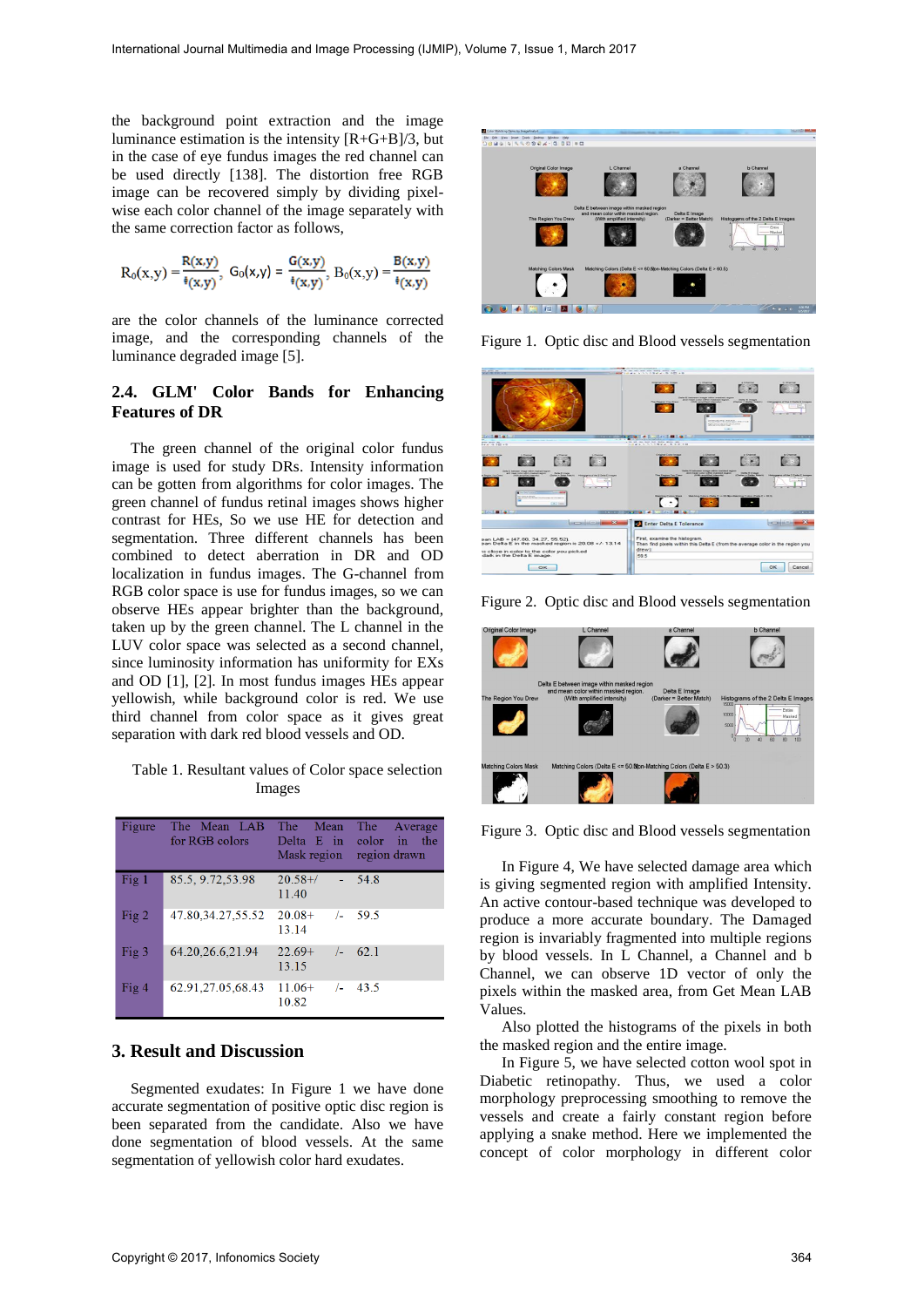the background point extraction and the image luminance estimation is the intensity [R+G+B]/3, but in the case of eye fundus images the red channel can be used directly [138]. The distortion free RGB image can be recovered simply by dividing pixel-wise each color channel of the image separately with the same correction factor as follows,

$$R_0(x,y) = \frac{R(x,y)}{\hat{f}(x,y)},\; G_0(x,y) = \frac{G(x,y)}{\hat{f}(x,y)},\; B_0(x,y) = \frac{B(x,y)}{\hat{f}(x,y)}$$

are the color channels of the luminance corrected image, and the corresponding channels of the luminance degraded image [5].

### 2.4. GLM' Color Bands for Enhancing Features of DR

The green channel of the original color fundus image is used for study DRs. Intensity information can be gotten from algorithms for color images. The green channel of fundus retinal images shows higher contrast for HEs, So we use HE for detection and segmentation. Three different channels has been combined to detect aberration in DR and OD localization in fundus images. The G-channel from RGB color space is use for fundus images, so we can observe HEs appear brighter than the background, taken up by the green channel. The L channel in the LUV color space was selected as a second channel, since luminosity information has uniformity for EXs and OD [1], [2]. In most fundus images HEs appear yellowish, while background color is red. We use third channel from color space as it gives great separation with dark red blood vessels and OD.

Table 1. Resultant values of Color space selection Images

| Figure | The Mean LAB for RGB colors | The Mean Delta E in Mask region | The Average color in the region drawn |
|---|---|---|---|
| Fig 1 | 85.5, 9.72,53.98 | 20.58+/- 11.40 | 54.8 |
| Fig 2 | 47.80,34.27,55.52 | 20.08+/- 13.14 | 59.5 |
| Fig 3 | 64.20,26.6,21.94 | 22.69+/- 13.15 | 62.1 |
| Fig 4 | 62.91,27.05,68.43 | 11.06+/- 10.82 | 43.5 |

## 3. Result and Discussion

Segmented exudates: In Figure 1 we have done accurate segmentation of positive optic disc region is been separated from the candidate. Also we have done segmentation of blood vessels. At the same segmentation of yellowish color hard exudates.

Figure 1. Optic disc and Blood vessels segmentation

Figure 2. Optic disc and Blood vessels segmentation

Figure 3. Optic disc and Blood vessels segmentation

In Figure 4, We have selected damage area which is giving segmented region with amplified Intensity. An active contour-based technique was developed to produce a more accurate boundary. The Damaged region is invariably fragmented into multiple regions by blood vessels. In L Channel, a Channel and b Channel, we can observe 1D vector of only the pixels within the masked area, from Get Mean LAB Values.

Also plotted the histograms of the pixels in both the masked region and the entire image.

In Figure 5, we have selected cotton wool spot in Diabetic retinopathy. Thus, we used a color morphology preprocessing smoothing to remove the vessels and create a fairly constant region before applying a snake method. Here we implemented the concept of color morphology in different color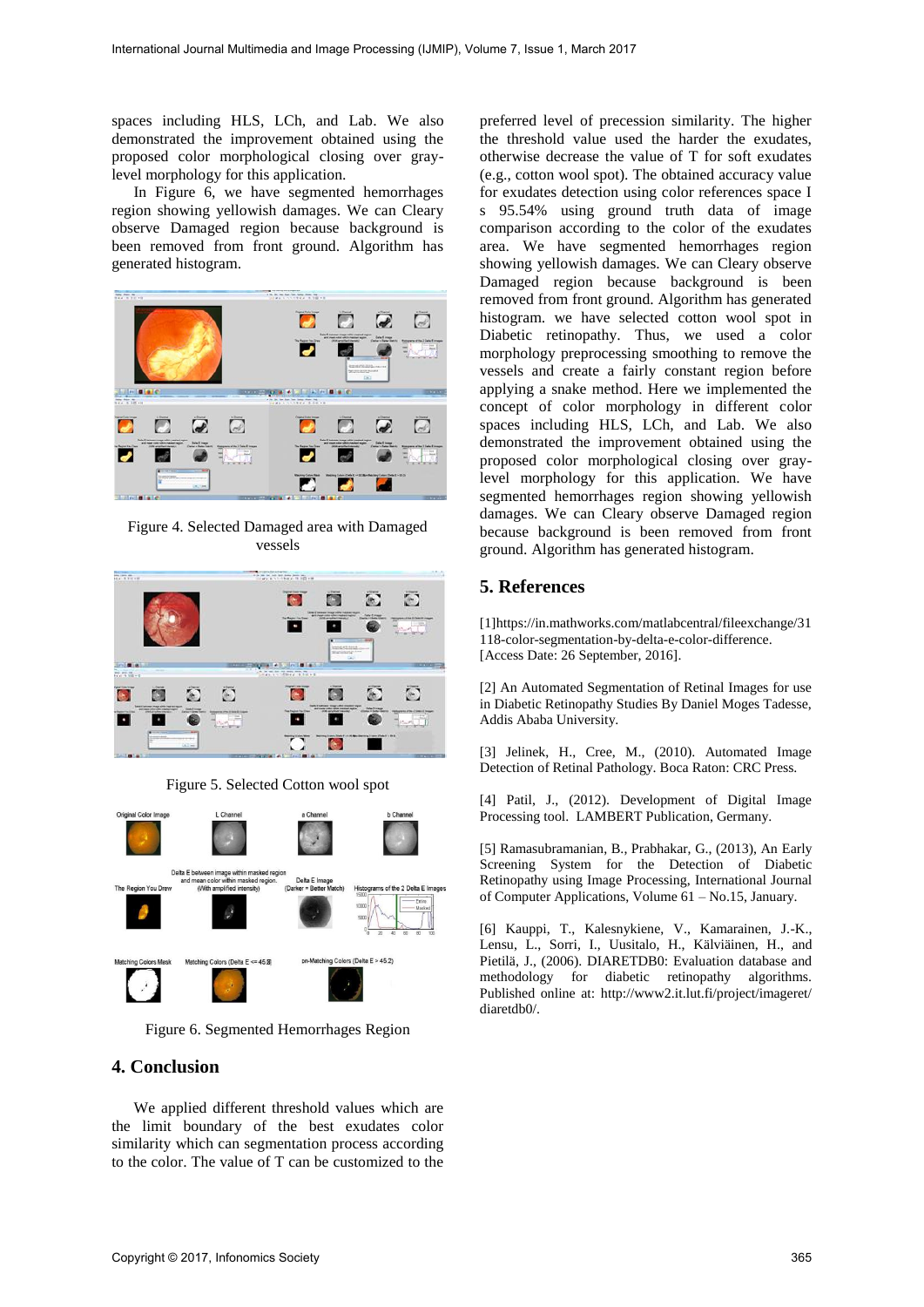spaces including HLS, LCh, and Lab. We also demonstrated the improvement obtained using the proposed color morphological closing over gray-level morphology for this application.

In Figure 6, we have segmented hemorrhages region showing yellowish damages. We can Cleary observe Damaged region because background is been removed from front ground. Algorithm has generated histogram.

Figure 4. Selected Damaged area with Damaged vessels

Figure 5. Selected Cotton wool spot

Original Color Image

L Channel

a Channel

b Channel

The Region You Drew

Delta E between image within masked region and mean color within masked region. (With amplified intensity)

Delta E Image (Darker = Better Match)

Histograms of the 2 Delta E Images

Matching Colors Mask

Matching Colors (Delta E <= 45.2)

on-Matching Colors (Delta E > 45.2)

Figure 6. Segmented Hemorrhages Region

## 4. Conclusion

We applied different threshold values which are the limit boundary of the best exudates color similarity which can segmentation process according to the color. The value of T can be customized to the preferred level of precession similarity. The higher the threshold value used the harder the exudates, otherwise decrease the value of T for soft exudates (e.g., cotton wool spot). The obtained accuracy value for exudates detection using color references space I s 95.54% using ground truth data of image comparison according to the color of the exudates area. We have segmented hemorrhages region showing yellowish damages. We can Cleary observe Damaged region because background is been removed from front ground. Algorithm has generated histogram. we have selected cotton wool spot in Diabetic retinopathy. Thus, we used a color morphology preprocessing smoothing to remove the vessels and create a fairly constant region before applying a snake method. Here we implemented the concept of color morphology in different color spaces including HLS, LCh, and Lab. We also demonstrated the improvement obtained using the proposed color morphological closing over gray-level morphology for this application. We have segmented hemorrhages region showing yellowish damages. We can Cleary observe Damaged region because background is been removed from front ground. Algorithm has generated histogram.

## 5. References

[1]https://in.mathworks.com/matlabcentral/fileexchange/31118-color-segmentation-by-delta-e-color-difference. [Access Date: 26 September, 2016].

[2] An Automated Segmentation of Retinal Images for use in Diabetic Retinopathy Studies By Daniel Moges Tadesse, Addis Ababa University.

[3] Jelinek, H., Cree, M., (2010). Automated Image Detection of Retinal Pathology. Boca Raton: CRC Press.

[4] Patil, J., (2012). Development of Digital Image Processing tool. LAMBERT Publication, Germany.

[5] Ramasubramanian, B., Prabhakar, G., (2013), An Early Screening System for the Detection of Diabetic Retinopathy using Image Processing, International Journal of Computer Applications, Volume 61 – No.15, January.

[6] Kauppi, T., Kalesnykiene, V., Kamarainen, J.-K., Lensu, L., Sorri, I., Uusitalo, H., Kälviäinen, H., and Pietilä, J., (2006). DIARETDB0: Evaluation database and methodology for diabetic retinopathy algorithms. Published online at: http://www2.it.lut.fi/project/imageret/diaretdb0/.